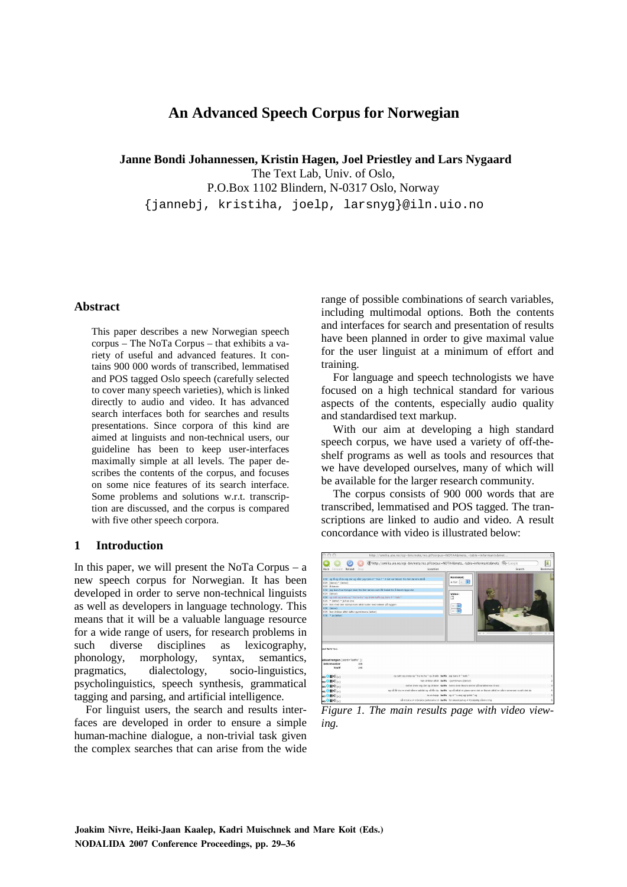# An Advanced Speech Corpus for Norwegian

**Janne Bondi Johannessen, Kristin Hagen, Joel Priestley and Lars Nygaard**

The Text Lab, Univ. of Oslo,
P.O.Box 1102 Blindern, N-0317 Oslo, Norway
{jannebj, kristiha, joelp, larsnyg}@iln.uio.no

## Abstract

This paper describes a new Norwegian speech corpus – The NoTa Corpus – that exhibits a variety of useful and advanced features. It contains 900 000 words of transcribed, lemmatised and POS tagged Oslo speech (carefully selected to cover many speech varieties), which is linked directly to audio and video. It has advanced search interfaces both for searches and results presentations. Since corpora of this kind are aimed at linguists and non-technical users, our guideline has been to keep user-interfaces maximally simple at all levels. The paper describes the contents of the corpus, and focuses on some nice features of its search interface. Some problems and solutions w.r.t. transcription are discussed, and the corpus is compared with five other speech corpora.

## 1 Introduction

In this paper, we will present the NoTa Corpus – a new speech corpus for Norwegian. It has been developed in order to serve non-technical linguists as well as developers in language technology. This means that it will be a valuable language resource for a wide range of users, for research problems in such diverse disciplines as lexicography, phonology, morphology, syntax, semantics, pragmatics, dialectology, socio-linguistics, psycholinguistics, speech synthesis, grammatical tagging and parsing, and artificial intelligence.

For linguist users, the search and results interfaces are developed in order to ensure a simple human-machine dialogue, a non-trivial task given the complex searches that can arise from the wide range of possible combinations of search variables, including multimodal options. Both the contents and interfaces for search and presentation of results have been planned in order to give maximal value for the user linguist at a minimum of effort and training.

For language and speech technologists we have focused on a high technical standard for various aspects of the contents, especially audio quality and standardised text markup.

With our aim at developing a high standard speech corpus, we have used a variety of off-the-shelf programs as well as tools and resources that we have developed ourselves, many of which will be available for the larger research community.

The corpus consists of 900 000 words that are transcribed, lemmatised and POS tagged. The transcriptions are linked to audio and video. A result concordance with video is illustrated below:

*Figure 1. The main results page with video viewing.*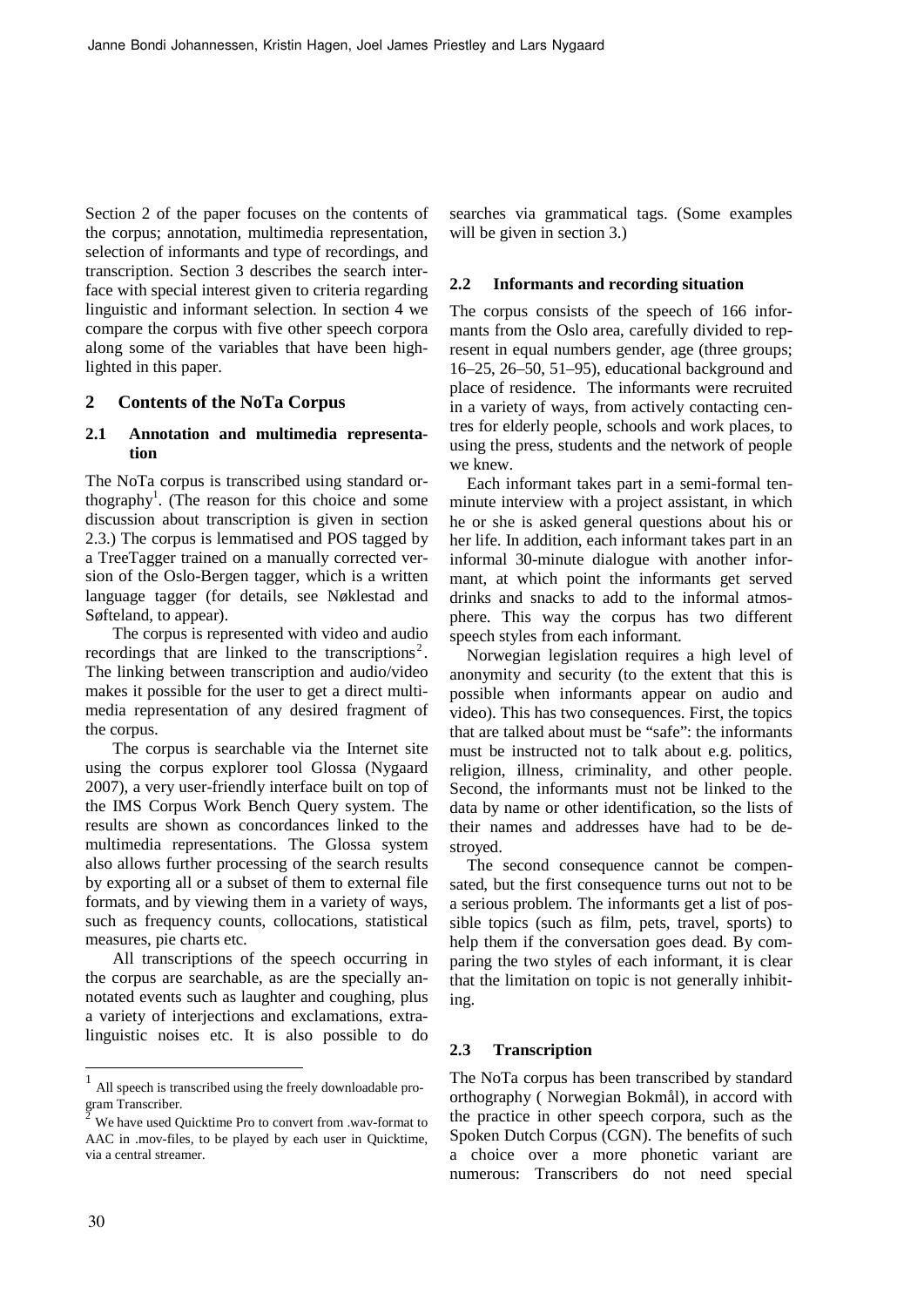Section 2 of the paper focuses on the contents of the corpus; annotation, multimedia representation, selection of informants and type of recordings, and transcription. Section 3 describes the search interface with special interest given to criteria regarding linguistic and informant selection. In section 4 we compare the corpus with five other speech corpora along some of the variables that have been highlighted in this paper.

## 2 Contents of the NoTa Corpus

### 2.1 Annotation and multimedia representation

The NoTa corpus is transcribed using standard orthography[1]. (The reason for this choice and some discussion about transcription is given in section 2.3.) The corpus is lemmatised and POS tagged by a TreeTagger trained on a manually corrected version of the Oslo-Bergen tagger, which is a written language tagger (for details, see Nøklestad and Søfteland, to appear).

The corpus is represented with video and audio recordings that are linked to the transcriptions[2]. The linking between transcription and audio/video makes it possible for the user to get a direct multimedia representation of any desired fragment of the corpus.

The corpus is searchable via the Internet site using the corpus explorer tool Glossa (Nygaard 2007), a very user-friendly interface built on top of the IMS Corpus Work Bench Query system. The results are shown as concordances linked to the multimedia representations. The Glossa system also allows further processing of the search results by exporting all or a subset of them to external file formats, and by viewing them in a variety of ways, such as frequency counts, collocations, statistical measures, pie charts etc.

All transcriptions of the speech occurring in the corpus are searchable, as are the specially annotated events such as laughter and coughing, plus a variety of interjections and exclamations, extra-linguistic noises etc. It is also possible to do searches via grammatical tags. (Some examples will be given in section 3.)

### 2.2 Informants and recording situation

The corpus consists of the speech of 166 informants from the Oslo area, carefully divided to represent in equal numbers gender, age (three groups; 16–25, 26–50, 51–95), educational background and place of residence. The informants were recruited in a variety of ways, from actively contacting centres for elderly people, schools and work places, to using the press, students and the network of people we knew.

Each informant takes part in a semi-formal ten-minute interview with a project assistant, in which he or she is asked general questions about his or her life. In addition, each informant takes part in an informal 30-minute dialogue with another informant, at which point the informants get served drinks and snacks to add to the informal atmosphere. This way the corpus has two different speech styles from each informant.

Norwegian legislation requires a high level of anonymity and security (to the extent that this is possible when informants appear on audio and video). This has two consequences. First, the topics that are talked about must be "safe": the informants must be instructed not to talk about e.g. politics, religion, illness, criminality, and other people. Second, the informants must not be linked to the data by name or other identification, so the lists of their names and addresses have had to be destroyed.

The second consequence cannot be compensated, but the first consequence turns out not to be a serious problem. The informants get a list of possible topics (such as film, pets, travel, sports) to help them if the conversation goes dead. By comparing the two styles of each informant, it is clear that the limitation on topic is not generally inhibiting.

### 2.3 Transcription

The NoTa corpus has been transcribed by standard orthography ( Norwegian Bokmål), in accord with the practice in other speech corpora, such as the Spoken Dutch Corpus (CGN). The benefits of such a choice over a more phonetic variant are numerous: Transcribers do not need special

---

[1] All speech is transcribed using the freely downloadable program Transcriber.

[2] We have used Quicktime Pro to convert from .wav-format to AAC in .mov-files, to be played by each user in Quicktime, via a central streamer.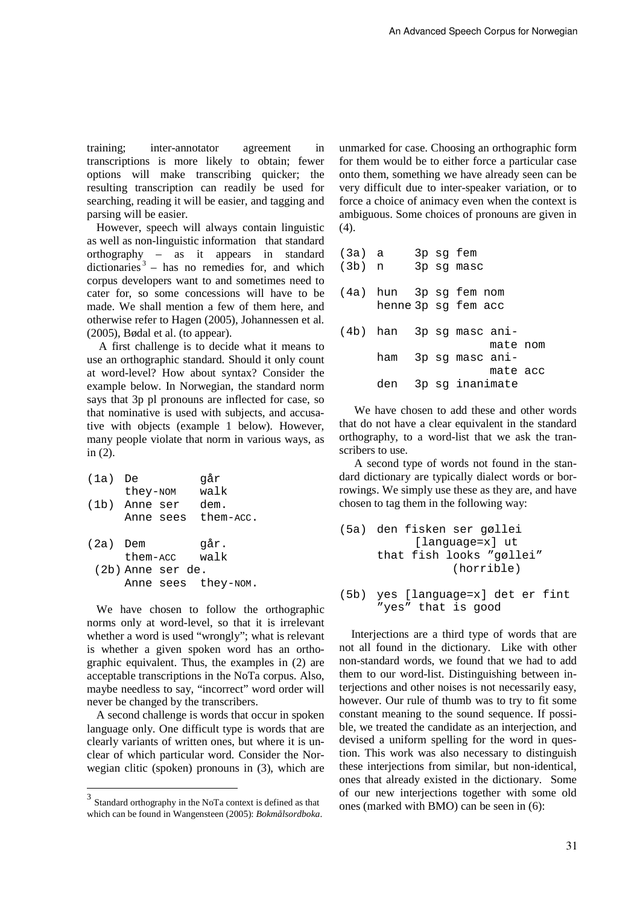training; inter-annotator agreement in transcriptions is more likely to obtain; fewer options will make transcribing quicker; the resulting transcription can readily be used for searching, reading it will be easier, and tagging and parsing will be easier.

However, speech will always contain linguistic as well as non-linguistic information that standard orthography – as it appears in standard dictionaries[3] – has no remedies for, and which corpus developers want to and sometimes need to cater for, so some concessions will have to be made. We shall mention a few of them here, and otherwise refer to Hagen (2005), Johannessen et al. (2005), Bødal et al. (to appear).

A first challenge is to decide what it means to use an orthographic standard. Should it only count at word-level? How about syntax? Consider the example below. In Norwegian, the standard norm says that 3p pl pronouns are inflected for case, so that nominative is used with subjects, and accusative with objects (example 1 below). However, many people violate that norm in various ways, as in (2).

```
(1a) De          går
     they-NOM    walk
(1b) Anne ser    dem.
     Anne sees   them-ACC.

(2a) Dem         går.
     them-ACC    walk
(2b) Anne ser de.
     Anne sees   they-NOM.
```

We have chosen to follow the orthographic norms only at word-level, so that it is irrelevant whether a word is used "wrongly"; what is relevant is whether a given spoken word has an orthographic equivalent. Thus, the examples in (2) are acceptable transcriptions in the NoTa corpus. Also, maybe needless to say, "incorrect" word order will never be changed by the transcribers.

A second challenge is words that occur in spoken language only. One difficult type is words that are clearly variants of written ones, but where it is unclear of which particular word. Consider the Norwegian clitic (spoken) pronouns in (3), which are unmarked for case. Choosing an orthographic form for them would be to either force a particular case onto them, something we have already seen can be very difficult due to inter-speaker variation, or to force a choice of animacy even when the context is ambiguous. Some choices of pronouns are given in (4).

```
(3a) a      3p sg fem
(3b) n      3p sg masc

(4a) hun    3p sg fem nom
     henne  3p sg fem acc

(4b) han    3p sg masc ani-
                       mate nom
     ham    3p sg masc ani-
                       mate acc
     den    3p sg inanimate
```

We have chosen to add these and other words that do not have a clear equivalent in the standard orthography, to a word-list that we ask the transcribers to use.

A second type of words not found in the standard dictionary are typically dialect words or borrowings. We simply use these as they are, and have chosen to tag them in the following way:

```
(5a) den fisken ser gøllei
         [language=x] ut
     that fish looks "gøllei"
                (horrible)

(5b) yes [language=x] det er fint
     "yes" that is good
```

Interjections are a third type of words that are not all found in the dictionary. Like with other non-standard words, we found that we had to add them to our word-list. Distinguishing between interjections and other noises is not necessarily easy, however. Our rule of thumb was to try to fit some constant meaning to the sound sequence. If possible, we treated the candidate as an interjection, and devised a uniform spelling for the word in question. This work was also necessary to distinguish these interjections from similar, but non-identical, ones that already existed in the dictionary. Some of our new interjections together with some old ones (marked with BMO) can be seen in (6):

[3] Standard orthography in the NoTa context is defined as that which can be found in Wangensteen (2005): *Bokmålsordboka*.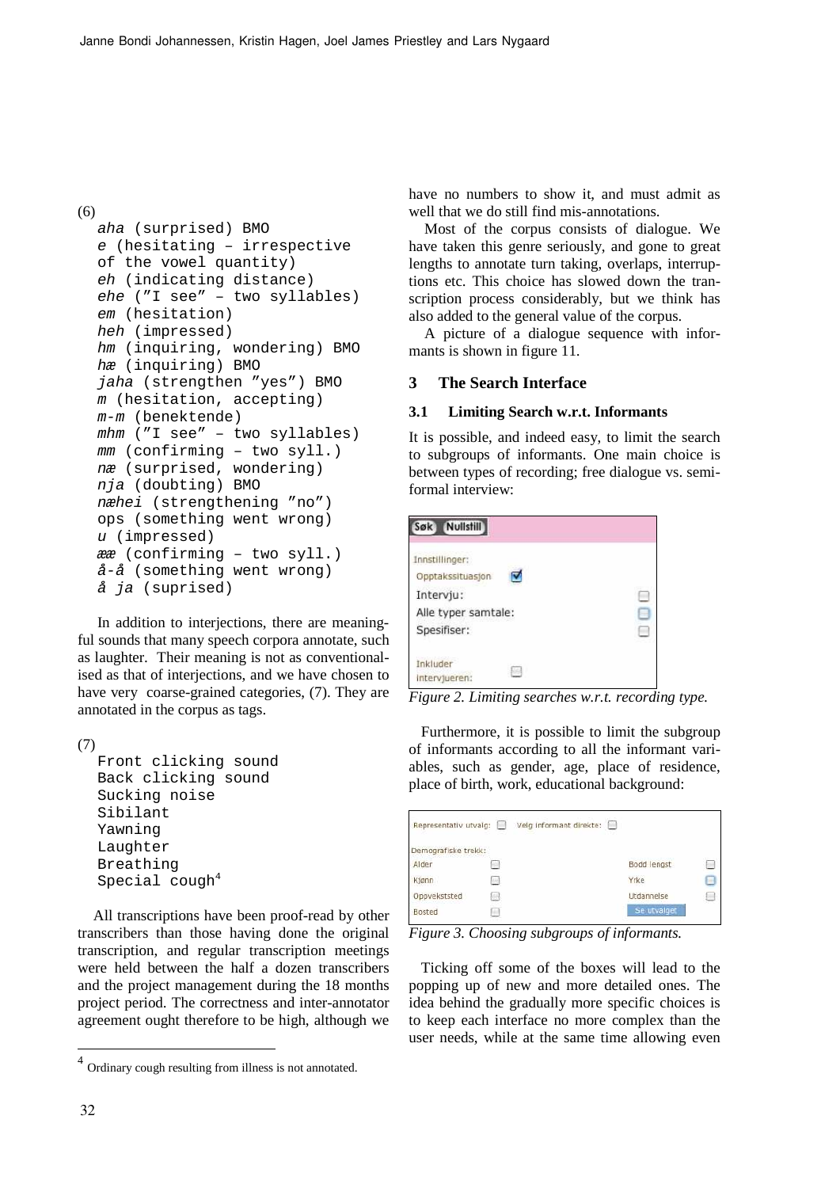(6)

```
aha (surprised) BMO
e (hesitating – irrespective
of the vowel quantity)
eh (indicating distance)
ehe ("I see" – two syllables)
em (hesitation)
heh (impressed)
hm (inquiring, wondering) BMO
hæ (inquiring) BMO
jaha (strengthen "yes") BMO
m (hesitation, accepting)
m-m (benektende)
mhm ("I see" – two syllables)
mm (confirming – two syll.)
næ (surprised, wondering)
nja (doubting) BMO
næhei (strengthening "no")
ops (something went wrong)
u (impressed)
ææ (confirming – two syll.)
å-å (something went wrong)
å ja (suprised)
```

In addition to interjections, there are meaningful sounds that many speech corpora annotate, such as laughter. Their meaning is not as conventionalised as that of interjections, and we have chosen to have very coarse-grained categories, (7). They are annotated in the corpus as tags.

(7)

```
Front clicking sound
Back clicking sound
Sucking noise
Sibilant
Yawning
Laughter
Breathing
Special cough[4]
```

All transcriptions have been proof-read by other transcribers than those having done the original transcription, and regular transcription meetings were held between the half a dozen transcribers and the project management during the 18 months project period. The correctness and inter-annotator agreement ought therefore to be high, although we have no numbers to show it, and must admit as well that we do still find mis-annotations.

Most of the corpus consists of dialogue. We have taken this genre seriously, and gone to great lengths to annotate turn taking, overlaps, interruptions etc. This choice has slowed down the transcription process considerably, but we think has also added to the general value of the corpus.

A picture of a dialogue sequence with informants is shown in figure 11.

## 3 The Search Interface

### 3.1 Limiting Search w.r.t. Informants

It is possible, and indeed easy, to limit the search to subgroups of informants. One main choice is between types of recording; free dialogue vs. semi-formal interview:

*Figure 2. Limiting searches w.r.t. recording type.*

Furthermore, it is possible to limit the subgroup of informants according to all the informant variables, such as gender, age, place of residence, place of birth, work, educational background:

*Figure 3. Choosing subgroups of informants.*

Ticking off some of the boxes will lead to the popping up of new and more detailed ones. The idea behind the gradually more specific choices is to keep each interface no more complex than the user needs, while at the same time allowing even

[4] Ordinary cough resulting from illness is not annotated.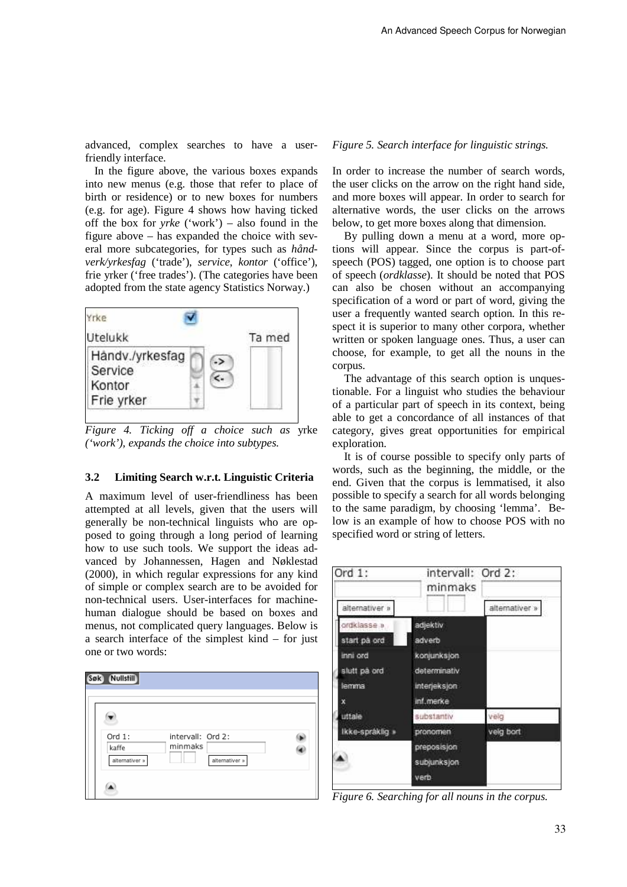advanced, complex searches to have a user-friendly interface.

In the figure above, the various boxes expands into new menus (e.g. those that refer to place of birth or residence) or to new boxes for numbers (e.g. for age). Figure 4 shows how having ticked off the box for *yrke* ('work') – also found in the figure above – has expanded the choice with several more subcategories, for types such as *håndverk/yrkesfag* ('trade'), *service*, *kontor* ('office'), frie yrker ('free trades'). (The categories have been adopted from the state agency Statistics Norway.)

*Figure 4. Ticking off a choice such as* yrke *('work'), expands the choice into subtypes.*

### 3.2 Limiting Search w.r.t. Linguistic Criteria

A maximum level of user-friendliness has been attempted at all levels, given that the users will generally be non-technical linguists who are opposed to going through a long period of learning how to use such tools. We support the ideas advanced by Johannessen, Hagen and Nøklestad (2000), in which regular expressions for any kind of simple or complex search are to be avoided for non-technical users. User-interfaces for machine-human dialogue should be based on boxes and menus, not complicated query languages. Below is a search interface of the simplest kind – for just one or two words:

*Figure 5. Search interface for linguistic strings.*

In order to increase the number of search words, the user clicks on the arrow on the right hand side, and more boxes will appear. In order to search for alternative words, the user clicks on the arrows below, to get more boxes along that dimension.

By pulling down a menu at a word, more options will appear. Since the corpus is part-of-speech (POS) tagged, one option is to choose part of speech (*ordklasse*). It should be noted that POS can also be chosen without an accompanying specification of a word or part of word, giving the user a frequently wanted search option. In this respect it is superior to many other corpora, whether written or spoken language ones. Thus, a user can choose, for example, to get all the nouns in the corpus.

The advantage of this search option is unquestionable. For a linguist who studies the behaviour of a particular part of speech in its context, being able to get a concordance of all instances of that category, gives great opportunities for empirical exploration.

It is of course possible to specify only parts of words, such as the beginning, the middle, or the end. Given that the corpus is lemmatised, it also possible to specify a search for all words belonging to the same paradigm, by choosing 'lemma'. Below is an example of how to choose POS with no specified word or string of letters.

*Figure 6. Searching for all nouns in the corpus.*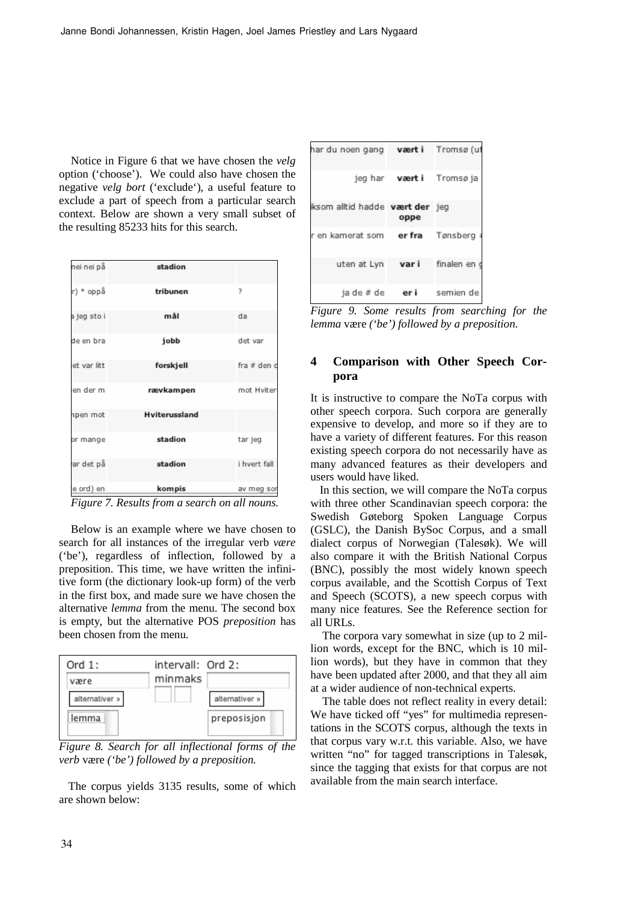Notice in Figure 6 that we have chosen the *velg* option ('choose'). We could also have chosen the negative *velg bort* ('exclude'), a useful feature to exclude a part of speech from a particular search context. Below are shown a very small subset of the resulting 85233 hits for this search.

| | | |
|---|---|---|
| nei nei på | **stadion** | |
| r) * oppå | **tribunen** | ? |
| a jeg sto i | **mål** | da |
| de en bra | **jobb** | det var |
| et var litt | **forskjell** | fra # den d |
| en der m | **rævkampen** | mot Hviter |
| mpen mot | **Hviterussland** | |
| or mange | **stadion** | tar jeg |
| ar det på | **stadion** | i hvert fall |
| e ord) en | **kompis** | av meg sor |

*Figure 7. Results from a search on all nouns.*

Below is an example where we have chosen to search for all instances of the irregular verb *være* ('be'), regardless of inflection, followed by a preposition. This time, we have written the infinitive form (the dictionary look-up form) of the verb in the first box, and made sure we have chosen the alternative *lemma* from the menu. The second box is empty, but the alternative POS *preposition* has been chosen from the menu.

| Ord 1: | intervall: minmaks | Ord 2: |
|---|---|---|
| være | | |
| alternativer » | | alternativer » |
| lemma | | preposisjon |

*Figure 8. Search for all inflectional forms of the verb* være *('be') followed by a preposition.*

The corpus yields 3135 results, some of which are shown below:

| | | |
|---|---|---|
| har du noen gang | **vært i** | Tromsø (ut |
| jeg har | **vært i** | Tromsø ja |
| ksom alltid hadde | **vært der oppe** | jeg |
| r en kamerat som | **er fra** | Tønsberg |
| uten at Lyn | **var i** | finalen en g |
| ja de # de | **er i** | semien de |

*Figure 9. Some results from searching for the lemma* være *('be') followed by a preposition.*

## 4 Comparison with Other Speech Corpora

It is instructive to compare the NoTa corpus with other speech corpora. Such corpora are generally expensive to develop, and more so if they are to have a variety of different features. For this reason existing speech corpora do not necessarily have as many advanced features as their developers and users would have liked.

In this section, we will compare the NoTa corpus with three other Scandinavian speech corpora: the Swedish Gøteborg Spoken Language Corpus (GSLC), the Danish BySoc Corpus, and a small dialect corpus of Norwegian (Talesøk). We will also compare it with the British National Corpus (BNC), possibly the most widely known speech corpus available, and the Scottish Corpus of Text and Speech (SCOTS), a new speech corpus with many nice features. See the Reference section for all URLs.

The corpora vary somewhat in size (up to 2 million words, except for the BNC, which is 10 million words), but they have in common that they have been updated after 2000, and that they all aim at a wider audience of non-technical experts.

The table does not reflect reality in every detail: We have ticked off "yes" for multimedia representations in the SCOTS corpus, although the texts in that corpus vary w.r.t. this variable. Also, we have written "no" for tagged transcriptions in Talesøk, since the tagging that exists for that corpus are not available from the main search interface.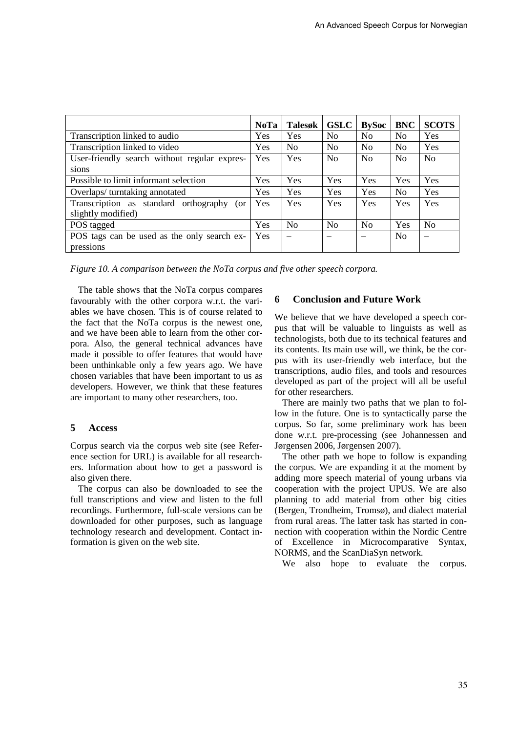| | NoTa | Talesøk | GSLC | BySoc | BNC | SCOTS |
|---|---|---|---|---|---|---|
| Transcription linked to audio | Yes | Yes | No | No | No | Yes |
| Transcription linked to video | Yes | No | No | No | No | Yes |
| User-friendly search without regular expressions | Yes | Yes | No | No | No | No |
| Possible to limit informant selection | Yes | Yes | Yes | Yes | Yes | Yes |
| Overlaps/ turntaking annotated | Yes | Yes | Yes | Yes | No | Yes |
| Transcription as standard orthography (or slightly modified) | Yes | Yes | Yes | Yes | Yes | Yes |
| POS tagged | Yes | No | No | No | Yes | No |
| POS tags can be used as the only search expressions | Yes | – | – | – | No | – |

*Figure 10. A comparison between the NoTa corpus and five other speech corpora.*

The table shows that the NoTa corpus compares favourably with the other corpora w.r.t. the variables we have chosen. This is of course related to the fact that the NoTa corpus is the newest one, and we have been able to learn from the other corpora. Also, the general technical advances have made it possible to offer features that would have been unthinkable only a few years ago. We have chosen variables that have been important to us as developers. However, we think that these features are important to many other researchers, too.

## 5 Access

Corpus search via the corpus web site (see Reference section for URL) is available for all researchers. Information about how to get a password is also given there.

The corpus can also be downloaded to see the full transcriptions and view and listen to the full recordings. Furthermore, full-scale versions can be downloaded for other purposes, such as language technology research and development. Contact information is given on the web site.

## 6 Conclusion and Future Work

We believe that we have developed a speech corpus that will be valuable to linguists as well as technologists, both due to its technical features and its contents. Its main use will, we think, be the corpus with its user-friendly web interface, but the transcriptions, audio files, and tools and resources developed as part of the project will all be useful for other researchers.

There are mainly two paths that we plan to follow in the future. One is to syntactically parse the corpus. So far, some preliminary work has been done w.r.t. pre-processing (see Johannessen and Jørgensen 2006, Jørgensen 2007).

The other path we hope to follow is expanding the corpus. We are expanding it at the moment by adding more speech material of young urbans via cooperation with the project UPUS. We are also planning to add material from other big cities (Bergen, Trondheim, Tromsø), and dialect material from rural areas. The latter task has started in connection with cooperation within the Nordic Centre of Excellence in Microcomparative Syntax, NORMS, and the ScanDiaSyn network.

We also hope to evaluate the corpus.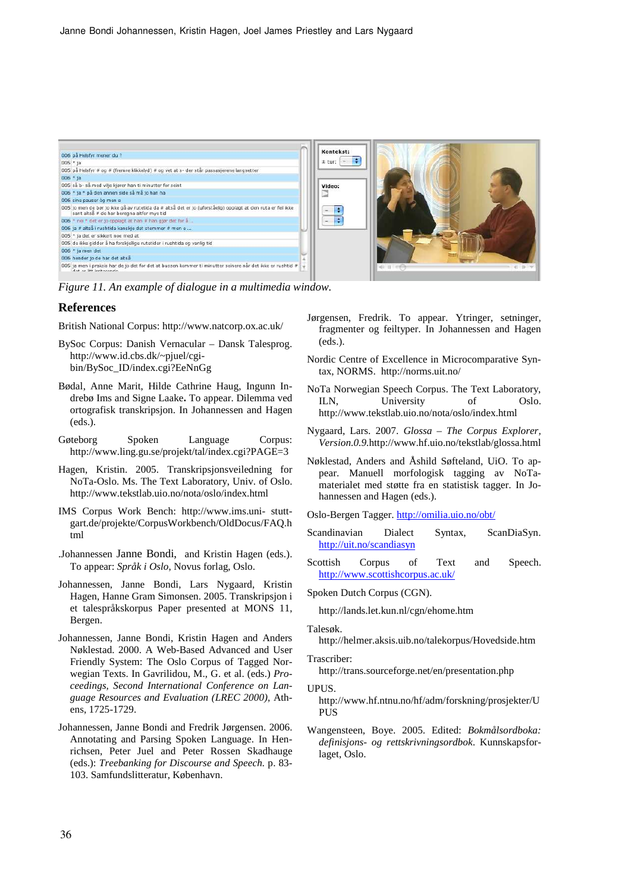*Figure 11. An example of dialogue in a multimedia window.*

## References

British National Corpus: http://www.natcorp.ox.ac.uk/

BySoc Corpus: Danish Vernacular – Dansk Talesprog. http://www.id.cbs.dk/~pjuel/cgi-bin/BySoc_ID/index.cgi?EeNnGg

Bødal, Anne Marit, Hilde Cathrine Haug, Ingunn Indrebø Ims and Signe Laake**.** To appear. Dilemma ved ortografisk transkripsjon. In Johannessen and Hagen (eds.).

Gøteborg Spoken Language Corpus: http://www.ling.gu.se/projekt/tal/index.cgi?PAGE=3

Hagen, Kristin. 2005. Transkripsjonsveiledning for NoTa-Oslo. Ms. The Text Laboratory, Univ. of Oslo. http://www.tekstlab.uio.no/nota/oslo/index.html

IMS Corpus Work Bench: http://www.ims.uni-stuttgart.de/projekte/CorpusWorkbench/OldDocus/FAQ.html

.Johannessen Janne Bondi, and Kristin Hagen (eds.). To appear: *Språk i Oslo*, Novus forlag, Oslo.

Johannessen, Janne Bondi, Lars Nygaard, Kristin Hagen, Hanne Gram Simonsen. 2005. Transkripsjon i et talespråkskorpus Paper presented at MONS 11, Bergen.

Johannessen, Janne Bondi, Kristin Hagen and Anders Nøklestad. 2000. A Web-Based Advanced and User Friendly System: The Oslo Corpus of Tagged Norwegian Texts. In Gavrilidou, M., G. et al. (eds.) *Proceedings, Second International Conference on Language Resources and Evaluation (LREC 2000)*, Athens, 1725-1729.

Johannessen, Janne Bondi and Fredrik Jørgensen. 2006. Annotating and Parsing Spoken Language. In Henrichsen, Peter Juel and Peter Rossen Skadhauge (eds.): *Treebanking for Discourse and Speech.* p. 83-103. Samfundslitteratur, København.

Jørgensen, Fredrik. To appear. Ytringer, setninger, fragmenter og feiltyper. In Johannessen and Hagen (eds.).

Nordic Centre of Excellence in Microcomparative Syntax, NORMS. http://norms.uit.no/

NoTa Norwegian Speech Corpus. The Text Laboratory, ILN, University of Oslo. http://www.tekstlab.uio.no/nota/index.html

Nygaard, Lars. 2007. *Glossa – The Corpus Explorer*, *Version.0.9.*http://www.hf.uio.no/tekstlab/glossa.html

Nøklestad, Anders and Åshild Søfteland, UiO. To appear. Manuell morfologisk tagging av NoTa-materialet med støtte fra en statistisk tagger. In Johannessen and Hagen (eds.).

Oslo-Bergen Tagger. http://omilia.uio.no/obt/

Scandinavian Dialect Syntax, ScanDiaSyn. http://uit.no/scandiasyn

Scottish Corpus of Text and Speech. http://www.scottishcorpus.ac.uk/

Spoken Dutch Corpus (CGN).

http://lands.let.kun.nl/cgn/ehome.htm

Talesøk. http://helmer.aksis.uib.no/talekorpus/Hovedside.htm

Trascriber: http://trans.sourceforge.net/en/presentation.php

UPUS. http://www.hf.ntnu.no/hf/adm/forskning/prosjekter/UPUS

Wangensteen, Boye. 2005. Edited: *Bokmålsordboka: definisjons- og rettskrivningsordbok.* Kunnskapsforlaget, Oslo.